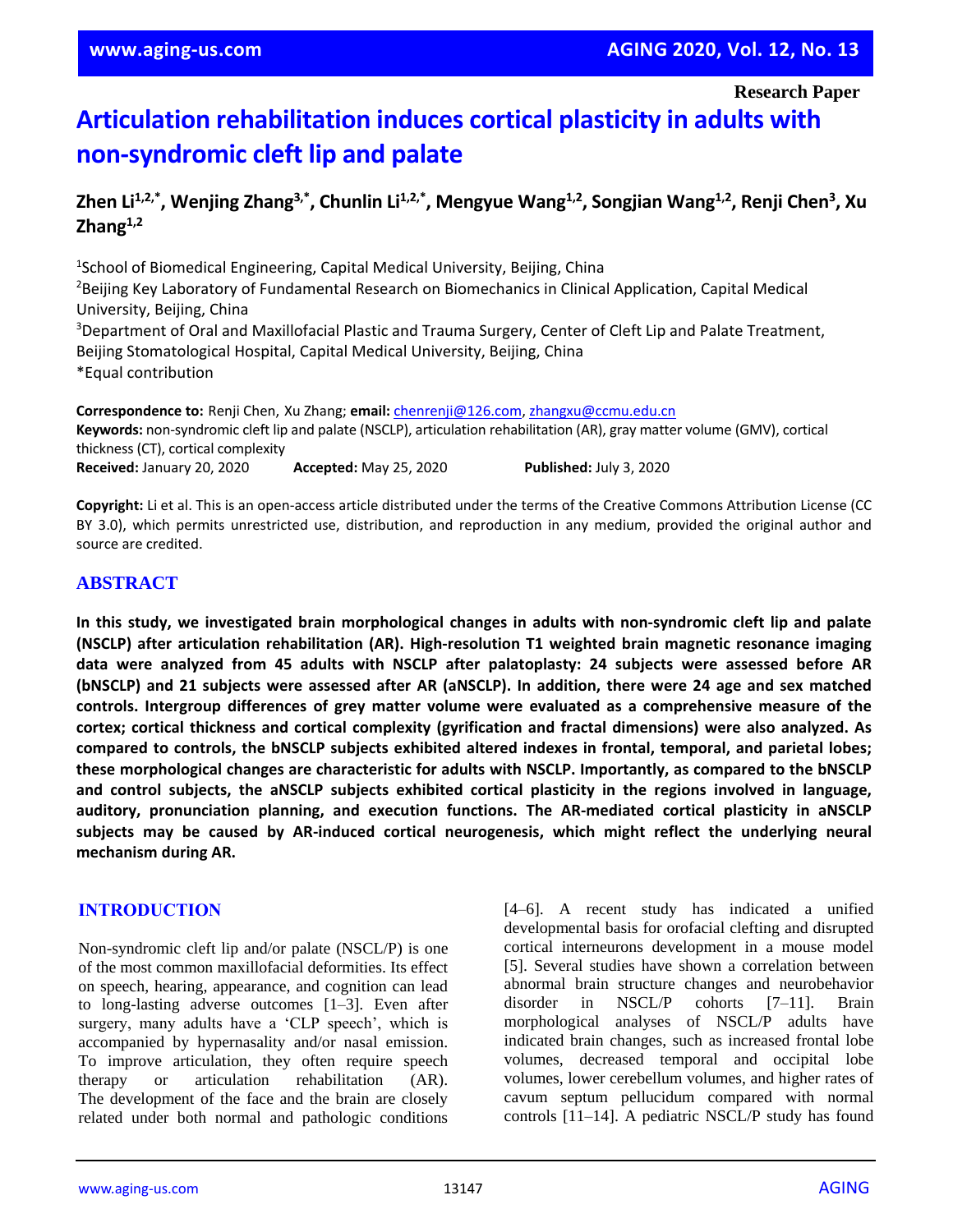**Research Paper**

# Articulation rehabilitation induces cortical plasticity in adults with non-syndromic cleft lip and palate

**Zhen Li[1,2,*], Wenjing Zhang[3,*], Chunlin Li[1,2,*], Mengyue Wang[1,2], Songjian Wang[1,2], Renji Chen[3], Xu Zhang[1,2]**

[1]School of Biomedical Engineering, Capital Medical University, Beijing, China
[2]Beijing Key Laboratory of Fundamental Research on Biomechanics in Clinical Application, Capital Medical University, Beijing, China
[3]Department of Oral and Maxillofacial Plastic and Trauma Surgery, Center of Cleft Lip and Palate Treatment, Beijing Stomatological Hospital, Capital Medical University, Beijing, China
*Equal contribution

**Correspondence to:** Renji Chen, Xu Zhang; **email:** chenrenji@126.com, zhangxu@ccmu.edu.cn
**Keywords:** non-syndromic cleft lip and palate (NSCLP), articulation rehabilitation (AR), gray matter volume (GMV), cortical thickness (CT), cortical complexity
**Received:** January 20, 2020 **Accepted:** May 25, 2020 **Published:** July 3, 2020

**Copyright:** Li et al. This is an open-access article distributed under the terms of the Creative Commons Attribution License (CC BY 3.0), which permits unrestricted use, distribution, and reproduction in any medium, provided the original author and source are credited.

## ABSTRACT

**In this study, we investigated brain morphological changes in adults with non-syndromic cleft lip and palate (NSCLP) after articulation rehabilitation (AR). High-resolution T1 weighted brain magnetic resonance imaging data were analyzed from 45 adults with NSCLP after palatoplasty: 24 subjects were assessed before AR (bNSCLP) and 21 subjects were assessed after AR (aNSCLP). In addition, there were 24 age and sex matched controls. Intergroup differences of grey matter volume were evaluated as a comprehensive measure of the cortex; cortical thickness and cortical complexity (gyrification and fractal dimensions) were also analyzed. As compared to controls, the bNSCLP subjects exhibited altered indexes in frontal, temporal, and parietal lobes; these morphological changes are characteristic for adults with NSCLP. Importantly, as compared to the bNSCLP and control subjects, the aNSCLP subjects exhibited cortical plasticity in the regions involved in language, auditory, pronunciation planning, and execution functions. The AR-mediated cortical plasticity in aNSCLP subjects may be caused by AR-induced cortical neurogenesis, which might reflect the underlying neural mechanism during AR.**

## INTRODUCTION

Non-syndromic cleft lip and/or palate (NSCL/P) is one of the most common maxillofacial deformities. Its effect on speech, hearing, appearance, and cognition can lead to long-lasting adverse outcomes [1–3]. Even after surgery, many adults have a 'CLP speech', which is accompanied by hypernasality and/or nasal emission. To improve articulation, they often require speech therapy or articulation rehabilitation (AR). The development of the face and the brain are closely related under both normal and pathologic conditions [4–6]. A recent study has indicated a unified developmental basis for orofacial clefting and disrupted cortical interneurons development in a mouse model [5]. Several studies have shown a correlation between abnormal brain structure changes and neurobehavior disorder in NSCL/P cohorts [7–11]. Brain morphological analyses of NSCL/P adults have indicated brain changes, such as increased frontal lobe volumes, decreased temporal and occipital lobe volumes, lower cerebellum volumes, and higher rates of cavum septum pellucidum compared with normal controls [11–14]. A pediatric NSCL/P study has found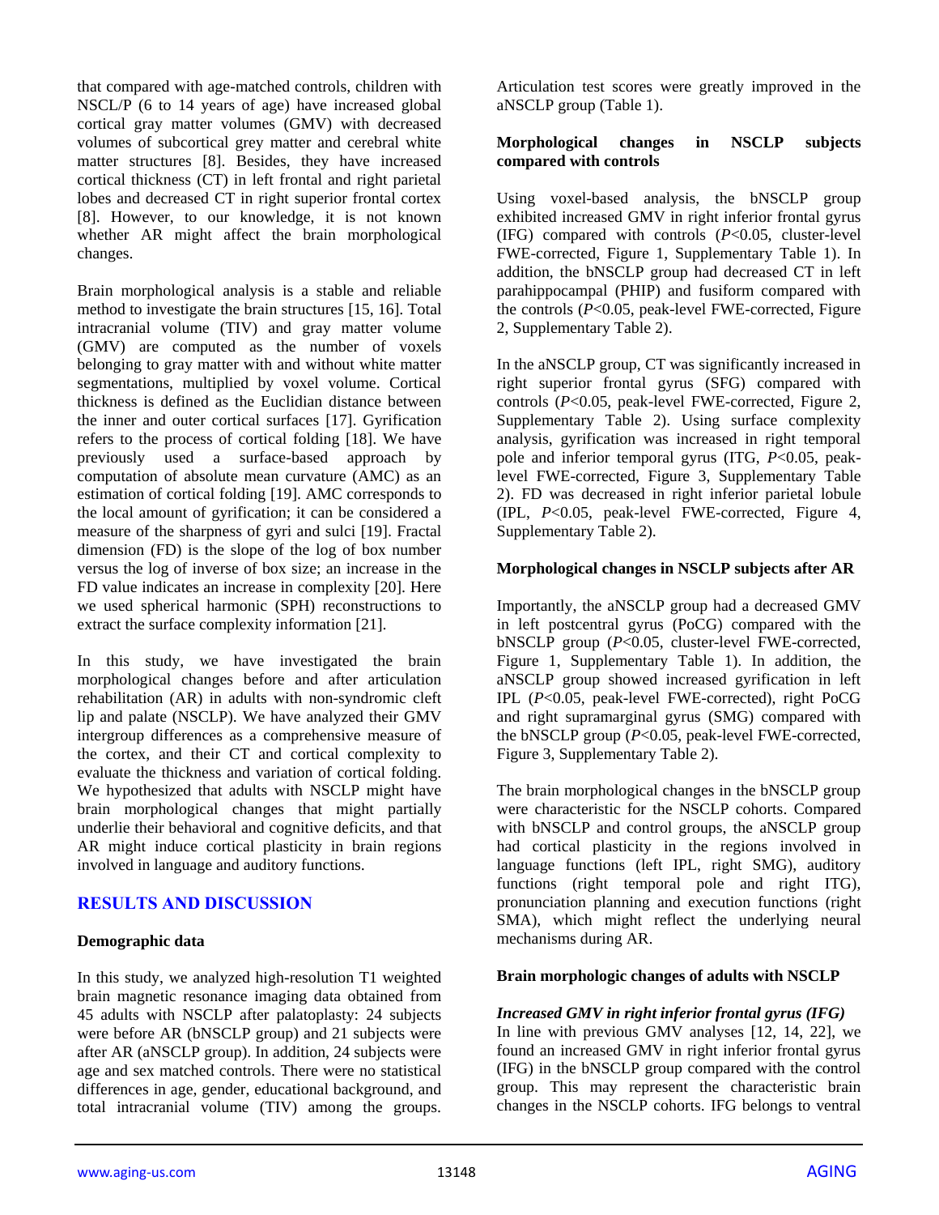that compared with age-matched controls, children with NSCL/P (6 to 14 years of age) have increased global cortical gray matter volumes (GMV) with decreased volumes of subcortical grey matter and cerebral white matter structures [8]. Besides, they have increased cortical thickness (CT) in left frontal and right parietal lobes and decreased CT in right superior frontal cortex [8]. However, to our knowledge, it is not known whether AR might affect the brain morphological changes.

Brain morphological analysis is a stable and reliable method to investigate the brain structures [15, 16]. Total intracranial volume (TIV) and gray matter volume (GMV) are computed as the number of voxels belonging to gray matter with and without white matter segmentations, multiplied by voxel volume. Cortical thickness is defined as the Euclidian distance between the inner and outer cortical surfaces [17]. Gyrification refers to the process of cortical folding [18]. We have previously used a surface-based approach by computation of absolute mean curvature (AMC) as an estimation of cortical folding [19]. AMC corresponds to the local amount of gyrification; it can be considered a measure of the sharpness of gyri and sulci [19]. Fractal dimension (FD) is the slope of the log of box number versus the log of inverse of box size; an increase in the FD value indicates an increase in complexity [20]. Here we used spherical harmonic (SPH) reconstructions to extract the surface complexity information [21].

In this study, we have investigated the brain morphological changes before and after articulation rehabilitation (AR) in adults with non-syndromic cleft lip and palate (NSCLP). We have analyzed their GMV intergroup differences as a comprehensive measure of the cortex, and their CT and cortical complexity to evaluate the thickness and variation of cortical folding. We hypothesized that adults with NSCLP might have brain morphological changes that might partially underlie their behavioral and cognitive deficits, and that AR might induce cortical plasticity in brain regions involved in language and auditory functions.

## RESULTS AND DISCUSSION

### Demographic data

In this study, we analyzed high-resolution T1 weighted brain magnetic resonance imaging data obtained from 45 adults with NSCLP after palatoplasty: 24 subjects were before AR (bNSCLP group) and 21 subjects were after AR (aNSCLP group). In addition, 24 subjects were age and sex matched controls. There were no statistical differences in age, gender, educational background, and total intracranial volume (TIV) among the groups. Articulation test scores were greatly improved in the aNSCLP group (Table 1).

### Morphological changes in NSCLP subjects compared with controls

Using voxel-based analysis, the bNSCLP group exhibited increased GMV in right inferior frontal gyrus (IFG) compared with controls ($P<0.05$, cluster-level FWE-corrected, Figure 1, Supplementary Table 1). In addition, the bNSCLP group had decreased CT in left parahippocampal (PHIP) and fusiform compared with the controls ($P<0.05$, peak-level FWE-corrected, Figure 2, Supplementary Table 2).

In the aNSCLP group, CT was significantly increased in right superior frontal gyrus (SFG) compared with controls ($P<0.05$, peak-level FWE-corrected, Figure 2, Supplementary Table 2). Using surface complexity analysis, gyrification was increased in right temporal pole and inferior temporal gyrus (ITG, $P<0.05$, peak-level FWE-corrected, Figure 3, Supplementary Table 2). FD was decreased in right inferior parietal lobule (IPL, $P<0.05$, peak-level FWE-corrected, Figure 4, Supplementary Table 2).

### Morphological changes in NSCLP subjects after AR

Importantly, the aNSCLP group had a decreased GMV in left postcentral gyrus (PoCG) compared with the bNSCLP group ($P<0.05$, cluster-level FWE-corrected, Figure 1, Supplementary Table 1). In addition, the aNSCLP group showed increased gyrification in left IPL ($P<0.05$, peak-level FWE-corrected), right PoCG and right supramarginal gyrus (SMG) compared with the bNSCLP group ($P<0.05$, peak-level FWE-corrected, Figure 3, Supplementary Table 2).

The brain morphological changes in the bNSCLP group were characteristic for the NSCLP cohorts. Compared with bNSCLP and control groups, the aNSCLP group had cortical plasticity in the regions involved in language functions (left IPL, right SMG), auditory functions (right temporal pole and right ITG), pronunciation planning and execution functions (right SMA), which might reflect the underlying neural mechanisms during AR.

### Brain morphologic changes of adults with NSCLP

#### *Increased GMV in right inferior frontal gyrus (IFG)*

In line with previous GMV analyses [12, 14, 22], we found an increased GMV in right inferior frontal gyrus (IFG) in the bNSCLP group compared with the control group. This may represent the characteristic brain changes in the NSCLP cohorts. IFG belongs to ventral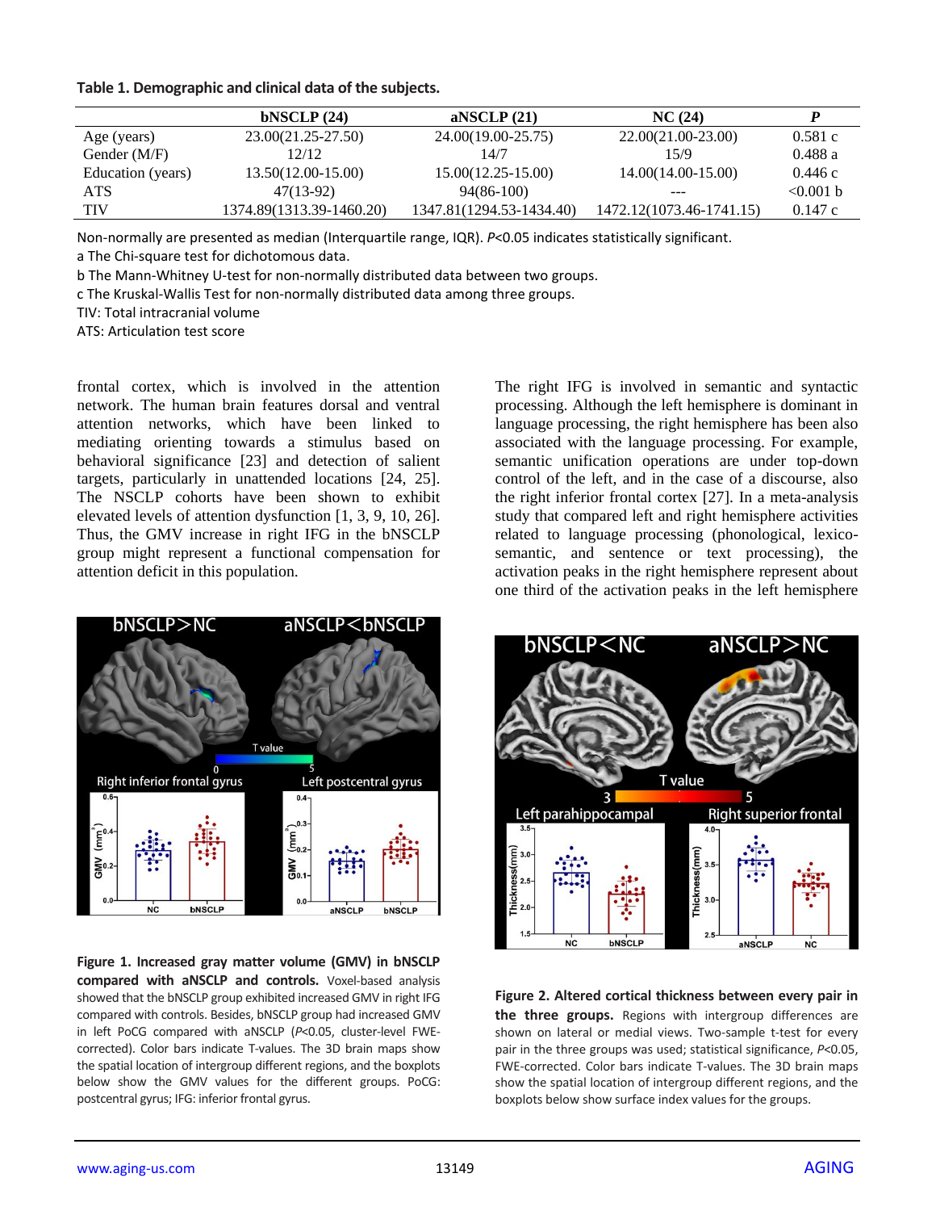**Table 1. Demographic and clinical data of the subjects.**

| | bNSCLP (24) | aNSCLP (21) | NC (24) | *P* |
|---|---|---|---|---|
| Age (years) | 23.00(21.25-27.50) | 24.00(19.00-25.75) | 22.00(21.00-23.00) | 0.581 c |
| Gender (M/F) | 12/12 | 14/7 | 15/9 | 0.488 a |
| Education (years) | 13.50(12.00-15.00) | 15.00(12.25-15.00) | 14.00(14.00-15.00) | 0.446 c |
| ATS | 47(13-92) | 94(86-100) | --- | <0.001 b |
| TIV | 1374.89(1313.39-1460.20) | 1347.81(1294.53-1434.40) | 1472.12(1073.46-1741.15) | 0.147 c |

Non-normally are presented as median (Interquartile range, IQR). *P*<0.05 indicates statistically significant.
a The Chi-square test for dichotomous data.
b The Mann-Whitney U-test for non-normally distributed data between two groups.
c The Kruskal-Wallis Test for non-normally distributed data among three groups.
TIV: Total intracranial volume
ATS: Articulation test score

frontal cortex, which is involved in the attention network. The human brain features dorsal and ventral attention networks, which have been linked to mediating orienting towards a stimulus based on behavioral significance [23] and detection of salient targets, particularly in unattended locations [24, 25]. The NSCLP cohorts have been shown to exhibit elevated levels of attention dysfunction [1, 3, 9, 10, 26]. Thus, the GMV increase in right IFG in the bNSCLP group might represent a functional compensation for attention deficit in this population.

**Figure 1. Increased gray matter volume (GMV) in bNSCLP compared with aNSCLP and controls.** Voxel-based analysis showed that the bNSCLP group exhibited increased GMV in right IFG compared with controls. Besides, bNSCLP group had increased GMV in left PoCG compared with aNSCLP (*P*<0.05, cluster-level FWE-corrected). Color bars indicate T-values. The 3D brain maps show the spatial location of intergroup different regions, and the boxplots below show the GMV values for the different groups. PoCG: postcentral gyrus; IFG: inferior frontal gyrus.

The right IFG is involved in semantic and syntactic processing. Although the left hemisphere is dominant in language processing, the right hemisphere has been also associated with the language processing. For example, semantic unification operations are under top-down control of the left, and in the case of a discourse, also the right inferior frontal cortex [27]. In a meta-analysis study that compared left and right hemisphere activities related to language processing (phonological, lexico-semantic, and sentence or text processing), the activation peaks in the right hemisphere represent about one third of the activation peaks in the left hemisphere

**Figure 2. Altered cortical thickness between every pair in the three groups.** Regions with intergroup differences are shown on lateral or medial views. Two-sample t-test for every pair in the three groups was used; statistical significance, *P*<0.05, FWE-corrected. Color bars indicate T-values. The 3D brain maps show the spatial location of intergroup different regions, and the boxplots below show surface index values for the groups.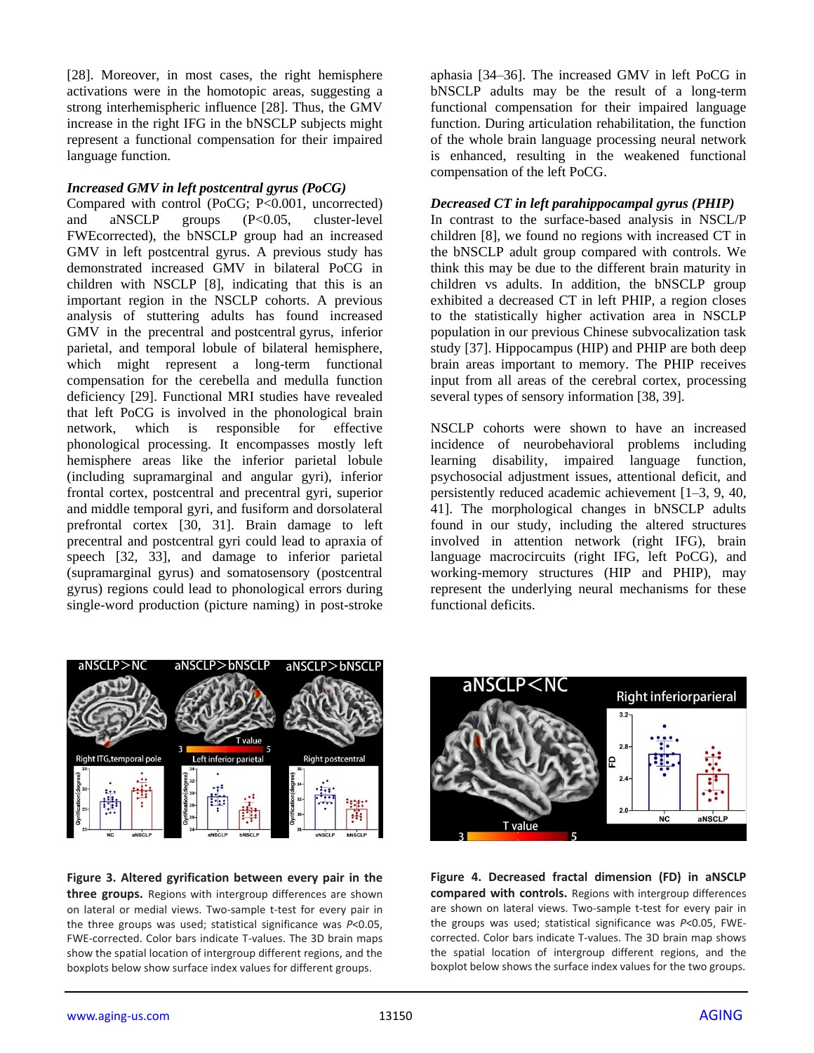[28]. Moreover, in most cases, the right hemisphere activations were in the homotopic areas, suggesting a strong interhemispheric influence [28]. Thus, the GMV increase in the right IFG in the bNSCLP subjects might represent a functional compensation for their impaired language function.

### *Increased GMV in left postcentral gyrus (PoCG)*

Compared with control (PoCG; P<0.001, uncorrected) and aNSCLP groups (P<0.05, cluster-level FWEcorrected), the bNSCLP group had an increased GMV in left postcentral gyrus. A previous study has demonstrated increased GMV in bilateral PoCG in children with NSCLP [8], indicating that this is an important region in the NSCLP cohorts. A previous analysis of stuttering adults has found increased GMV in the precentral and postcentral gyrus, inferior parietal, and temporal lobule of bilateral hemisphere, which might represent a long-term functional compensation for the cerebella and medulla function deficiency [29]. Functional MRI studies have revealed that left PoCG is involved in the phonological brain network, which is responsible for effective phonological processing. It encompasses mostly left hemisphere areas like the inferior parietal lobule (including supramarginal and angular gyri), inferior frontal cortex, postcentral and precentral gyri, superior and middle temporal gyri, and fusiform and dorsolateral prefrontal cortex [30, 31]. Brain damage to left precentral and postcentral gyri could lead to apraxia of speech [32, 33], and damage to inferior parietal (supramarginal gyrus) and somatosensory (postcentral gyrus) regions could lead to phonological errors during single-word production (picture naming) in post-stroke aphasia [34–36]. The increased GMV in left PoCG in bNSCLP adults may be the result of a long-term functional compensation for their impaired language function. During articulation rehabilitation, the function of the whole brain language processing neural network is enhanced, resulting in the weakened functional compensation of the left PoCG.

### *Decreased CT in left parahippocampal gyrus (PHIP)*

In contrast to the surface-based analysis in NSCL/P children [8], we found no regions with increased CT in the bNSCLP adult group compared with controls. We think this may be due to the different brain maturity in children vs adults. In addition, the bNSCLP group exhibited a decreased CT in left PHIP, a region closes to the statistically higher activation area in NSCLP population in our previous Chinese subvocalization task study [37]. Hippocampus (HIP) and PHIP are both deep brain areas important to memory. The PHIP receives input from all areas of the cerebral cortex, processing several types of sensory information [38, 39].

NSCLP cohorts were shown to have an increased incidence of neurobehavioral problems including learning disability, impaired language function, psychosocial adjustment issues, attentional deficit, and persistently reduced academic achievement [1–3, 9, 40, 41]. The morphological changes in bNSCLP adults found in our study, including the altered structures involved in attention network (right IFG), brain language macrocircuits (right IFG, left PoCG), and working-memory structures (HIP and PHIP), may represent the underlying neural mechanisms for these functional deficits.

**Figure 3. Altered gyrification between every pair in the three groups.** Regions with intergroup differences are shown on lateral or medial views. Two-sample t-test for every pair in the three groups was used; statistical significance was *P*<0.05, FWE-corrected. Color bars indicate T-values. The 3D brain maps show the spatial location of intergroup different regions, and the boxplots below show surface index values for different groups.

**Figure 4. Decreased fractal dimension (FD) in aNSCLP compared with controls.** Regions with intergroup differences are shown on lateral views. Two-sample t-test for every pair in the groups was used; statistical significance was *P*<0.05, FWE-corrected. Color bars indicate T-values. The 3D brain map shows the spatial location of intergroup different regions, and the boxplot below shows the surface index values for the two groups.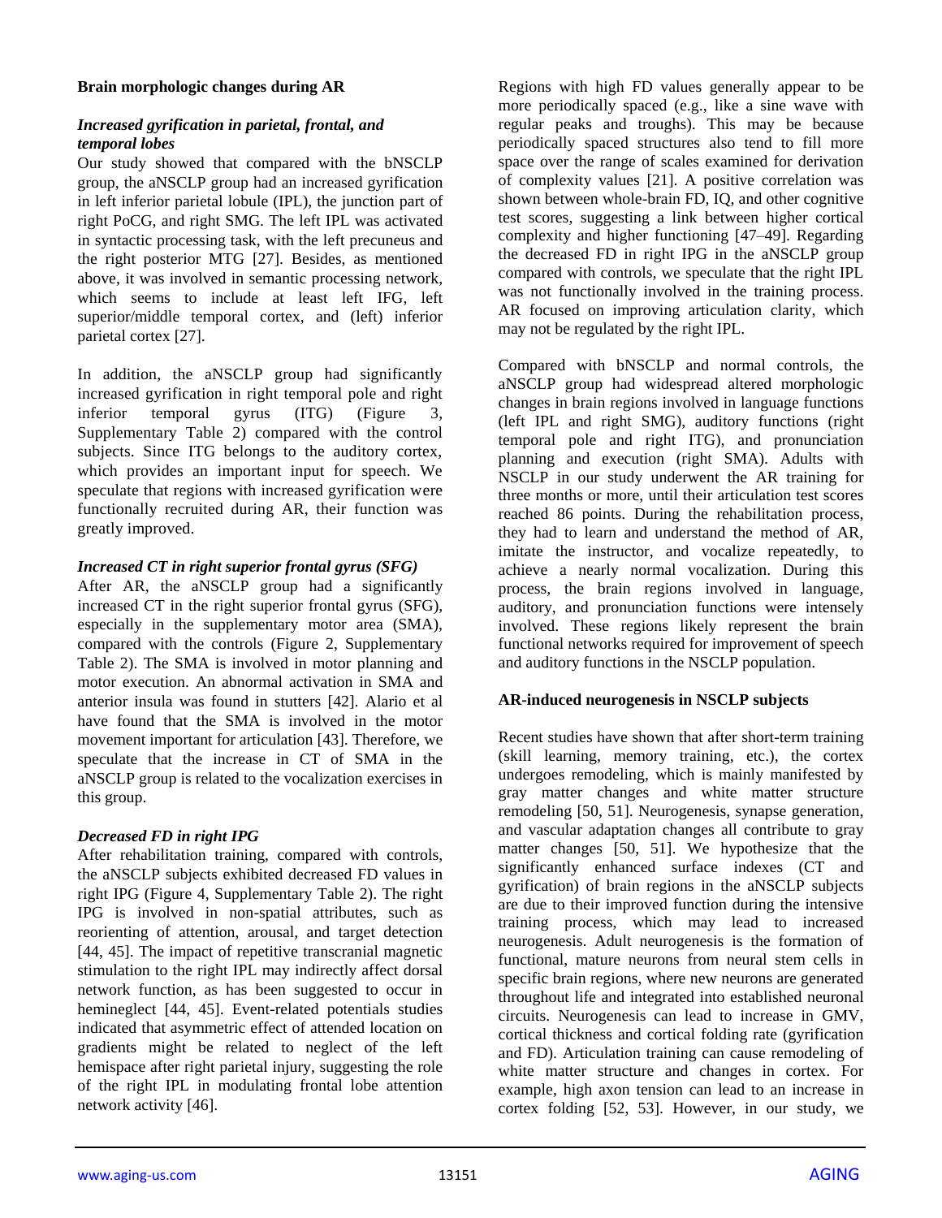### Brain morphologic changes during AR

#### *Increased gyrification in parietal, frontal, and temporal lobes*

Our study showed that compared with the bNSCLP group, the aNSCLP group had an increased gyrification in left inferior parietal lobule (IPL), the junction part of right PoCG, and right SMG. The left IPL was activated in syntactic processing task, with the left precuneus and the right posterior MTG [27]. Besides, as mentioned above, it was involved in semantic processing network, which seems to include at least left IFG, left superior/middle temporal cortex, and (left) inferior parietal cortex [27].

In addition, the aNSCLP group had significantly increased gyrification in right temporal pole and right inferior temporal gyrus (ITG) (Figure 3, Supplementary Table 2) compared with the control subjects. Since ITG belongs to the auditory cortex, which provides an important input for speech. We speculate that regions with increased gyrification were functionally recruited during AR, their function was greatly improved.

#### *Increased CT in right superior frontal gyrus (SFG)*

After AR, the aNSCLP group had a significantly increased CT in the right superior frontal gyrus (SFG), especially in the supplementary motor area (SMA), compared with the controls (Figure 2, Supplementary Table 2). The SMA is involved in motor planning and motor execution. An abnormal activation in SMA and anterior insula was found in stutters [42]. Alario et al have found that the SMA is involved in the motor movement important for articulation [43]. Therefore, we speculate that the increase in CT of SMA in the aNSCLP group is related to the vocalization exercises in this group.

#### *Decreased FD in right IPG*

After rehabilitation training, compared with controls, the aNSCLP subjects exhibited decreased FD values in right IPG (Figure 4, Supplementary Table 2). The right IPG is involved in non-spatial attributes, such as reorienting of attention, arousal, and target detection [44, 45]. The impact of repetitive transcranial magnetic stimulation to the right IPL may indirectly affect dorsal network function, as has been suggested to occur in hemineglect [44, 45]. Event-related potentials studies indicated that asymmetric effect of attended location on gradients might be related to neglect of the left hemispace after right parietal injury, suggesting the role of the right IPL in modulating frontal lobe attention network activity [46].

Regions with high FD values generally appear to be more periodically spaced (e.g., like a sine wave with regular peaks and troughs). This may be because periodically spaced structures also tend to fill more space over the range of scales examined for derivation of complexity values [21]. A positive correlation was shown between whole-brain FD, IQ, and other cognitive test scores, suggesting a link between higher cortical complexity and higher functioning [47–49]. Regarding the decreased FD in right IPG in the aNSCLP group compared with controls, we speculate that the right IPL was not functionally involved in the training process. AR focused on improving articulation clarity, which may not be regulated by the right IPL.

Compared with bNSCLP and normal controls, the aNSCLP group had widespread altered morphologic changes in brain regions involved in language functions (left IPL and right SMG), auditory functions (right temporal pole and right ITG), and pronunciation planning and execution (right SMA). Adults with NSCLP in our study underwent the AR training for three months or more, until their articulation test scores reached 86 points. During the rehabilitation process, they had to learn and understand the method of AR, imitate the instructor, and vocalize repeatedly, to achieve a nearly normal vocalization. During this process, the brain regions involved in language, auditory, and pronunciation functions were intensely involved. These regions likely represent the brain functional networks required for improvement of speech and auditory functions in the NSCLP population.

### AR-induced neurogenesis in NSCLP subjects

Recent studies have shown that after short-term training (skill learning, memory training, etc.), the cortex undergoes remodeling, which is mainly manifested by gray matter changes and white matter structure remodeling [50, 51]. Neurogenesis, synapse generation, and vascular adaptation changes all contribute to gray matter changes [50, 51]. We hypothesize that the significantly enhanced surface indexes (CT and gyrification) of brain regions in the aNSCLP subjects are due to their improved function during the intensive training process, which may lead to increased neurogenesis. Adult neurogenesis is the formation of functional, mature neurons from neural stem cells in specific brain regions, where new neurons are generated throughout life and integrated into established neuronal circuits. Neurogenesis can lead to increase in GMV, cortical thickness and cortical folding rate (gyrification and FD). Articulation training can cause remodeling of white matter structure and changes in cortex. For example, high axon tension can lead to an increase in cortex folding [52, 53]. However, in our study, we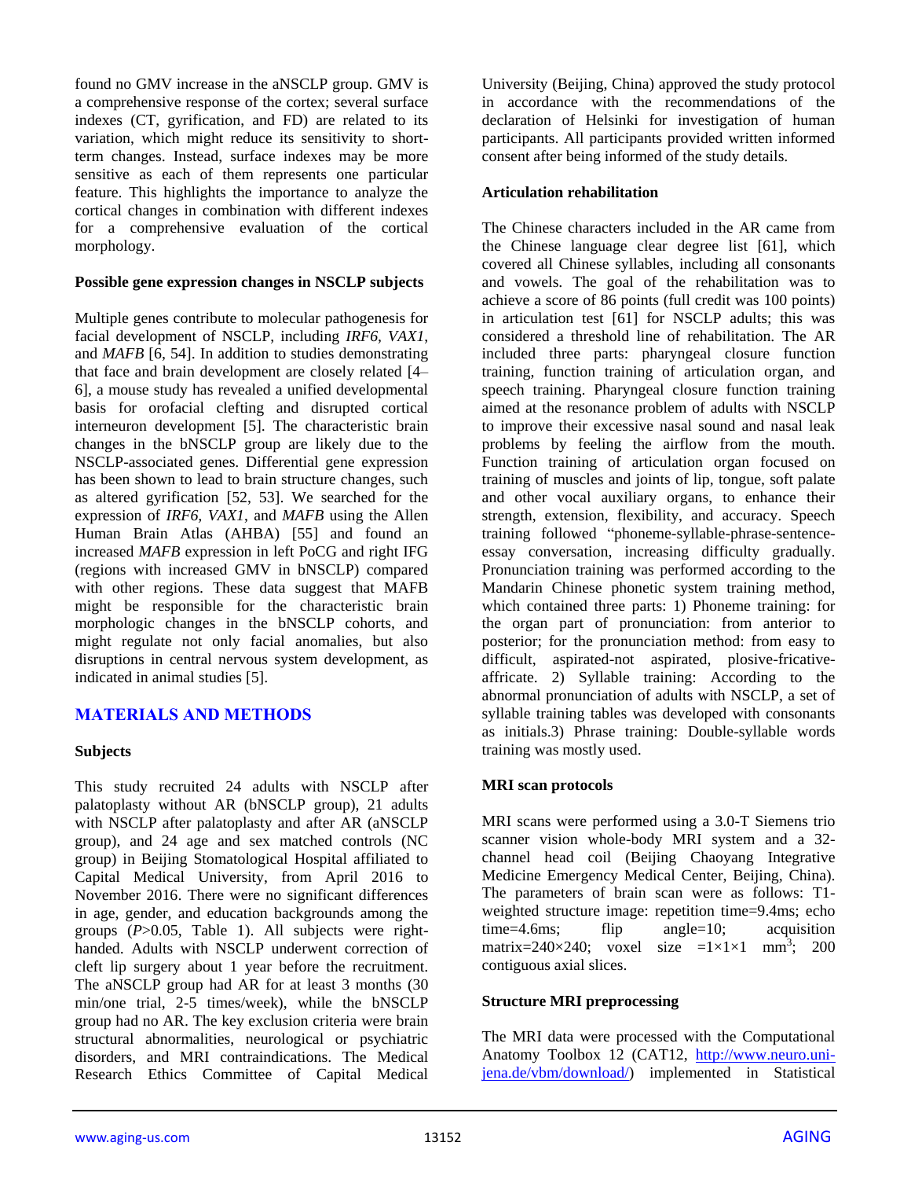found no GMV increase in the aNSCLP group. GMV is a comprehensive response of the cortex; several surface indexes (CT, gyrification, and FD) are related to its variation, which might reduce its sensitivity to short-term changes. Instead, surface indexes may be more sensitive as each of them represents one particular feature. This highlights the importance to analyze the cortical changes in combination with different indexes for a comprehensive evaluation of the cortical morphology.

### Possible gene expression changes in NSCLP subjects

Multiple genes contribute to molecular pathogenesis for facial development of NSCLP, including *IRF6, VAX1*, and *MAFB* [6, 54]. In addition to studies demonstrating that face and brain development are closely related [4–6], a mouse study has revealed a unified developmental basis for orofacial clefting and disrupted cortical interneuron development [5]. The characteristic brain changes in the bNSCLP group are likely due to the NSCLP-associated genes. Differential gene expression has been shown to lead to brain structure changes, such as altered gyrification [52, 53]. We searched for the expression of *IRF6, VAX1*, and *MAFB* using the Allen Human Brain Atlas (AHBA) [55] and found an increased *MAFB* expression in left PoCG and right IFG (regions with increased GMV in bNSCLP) compared with other regions. These data suggest that MAFB might be responsible for the characteristic brain morphologic changes in the bNSCLP cohorts, and might regulate not only facial anomalies, but also disruptions in central nervous system development, as indicated in animal studies [5].

## MATERIALS AND METHODS

### Subjects

This study recruited 24 adults with NSCLP after palatoplasty without AR (bNSCLP group), 21 adults with NSCLP after palatoplasty and after AR (aNSCLP group), and 24 age and sex matched controls (NC group) in Beijing Stomatological Hospital affiliated to Capital Medical University, from April 2016 to November 2016. There were no significant differences in age, gender, and education backgrounds among the groups ($P$>0.05, Table 1). All subjects were right-handed. Adults with NSCLP underwent correction of cleft lip surgery about 1 year before the recruitment. The aNSCLP group had AR for at least 3 months (30 min/one trial, 2-5 times/week), while the bNSCLP group had no AR. The key exclusion criteria were brain structural abnormalities, neurological or psychiatric disorders, and MRI contraindications. The Medical Research Ethics Committee of Capital Medical University (Beijing, China) approved the study protocol in accordance with the recommendations of the declaration of Helsinki for investigation of human participants. All participants provided written informed consent after being informed of the study details.

### Articulation rehabilitation

The Chinese characters included in the AR came from the Chinese language clear degree list [61], which covered all Chinese syllables, including all consonants and vowels. The goal of the rehabilitation was to achieve a score of 86 points (full credit was 100 points) in articulation test [61] for NSCLP adults; this was considered a threshold line of rehabilitation. The AR included three parts: pharyngeal closure function training, function training of articulation organ, and speech training. Pharyngeal closure function training aimed at the resonance problem of adults with NSCLP to improve their excessive nasal sound and nasal leak problems by feeling the airflow from the mouth. Function training of articulation organ focused on training of muscles and joints of lip, tongue, soft palate and other vocal auxiliary organs, to enhance their strength, extension, flexibility, and accuracy. Speech training followed "phoneme-syllable-phrase-sentence-essay conversation, increasing difficulty gradually. Pronunciation training was performed according to the Mandarin Chinese phonetic system training method, which contained three parts: 1) Phoneme training: for the organ part of pronunciation: from anterior to posterior; for the pronunciation method: from easy to difficult, aspirated-not aspirated, plosive-fricative-affricate. 2) Syllable training: According to the abnormal pronunciation of adults with NSCLP, a set of syllable training tables was developed with consonants as initials.3) Phrase training: Double-syllable words training was mostly used.

### MRI scan protocols

MRI scans were performed using a 3.0-T Siemens trio scanner vision whole-body MRI system and a 32-channel head coil (Beijing Chaoyang Integrative Medicine Emergency Medical Center, Beijing, China). The parameters of brain scan were as follows: T1-weighted structure image: repetition time=9.4ms; echo time=4.6ms; flip angle=10; acquisition matrix=240×240; voxel size =1×1×1 $mm^3$; 200 contiguous axial slices.

### Structure MRI preprocessing

The MRI data were processed with the Computational Anatomy Toolbox 12 (CAT12, http://www.neuro.uni-jena.de/vbm/download/) implemented in Statistical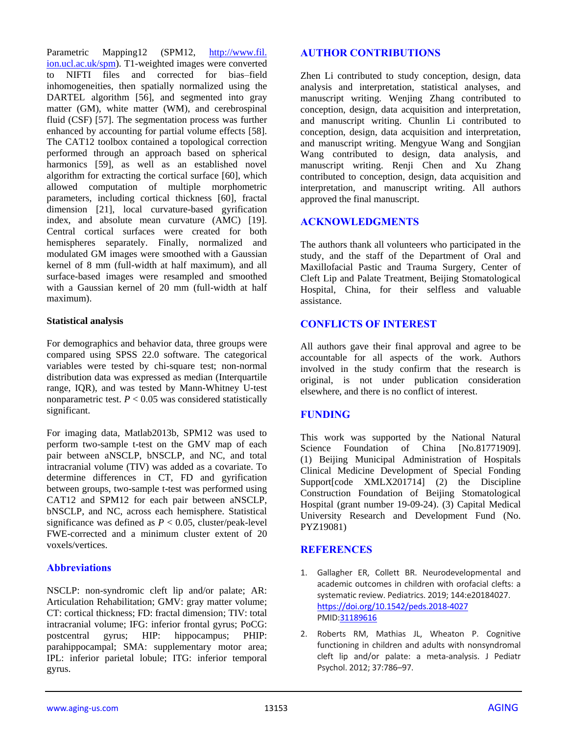Parametric Mapping12 (SPM12, http://www.fil.ion.ucl.ac.uk/spm). T1-weighted images were converted to NIFTI files and corrected for bias–field inhomogeneities, then spatially normalized using the DARTEL algorithm [56], and segmented into gray matter (GM), white matter (WM), and cerebrospinal fluid (CSF) [57]. The segmentation process was further enhanced by accounting for partial volume effects [58]. The CAT12 toolbox contained a topological correction performed through an approach based on spherical harmonics [59], as well as an established novel algorithm for extracting the cortical surface [60], which allowed computation of multiple morphometric parameters, including cortical thickness [60], fractal dimension [21], local curvature-based gyrification index, and absolute mean curvature (AMC) [19]. Central cortical surfaces were created for both hemispheres separately. Finally, normalized and modulated GM images were smoothed with a Gaussian kernel of 8 mm (full-width at half maximum), and all surface-based images were resampled and smoothed with a Gaussian kernel of 20 mm (full-width at half maximum).

### Statistical analysis

For demographics and behavior data, three groups were compared using SPSS 22.0 software. The categorical variables were tested by chi-square test; non-normal distribution data was expressed as median (Interquartile range, IQR), and was tested by Mann-Whitney U-test nonparametric test. $P < 0.05$ was considered statistically significant.

For imaging data, Matlab2013b, SPM12 was used to perform two-sample t-test on the GMV map of each pair between aNSCLP, bNSCLP, and NC, and total intracranial volume (TIV) was added as a covariate. To determine differences in CT, FD and gyrification between groups, two-sample t-test was performed using CAT12 and SPM12 for each pair between aNSCLP, bNSCLP, and NC, across each hemisphere. Statistical significance was defined as $P < 0.05$, cluster/peak-level FWE-corrected and a minimum cluster extent of 20 voxels/vertices.

## Abbreviations

NSCLP: non-syndromic cleft lip and/or palate; AR: Articulation Rehabilitation; GMV: gray matter volume; CT: cortical thickness; FD: fractal dimension; TIV: total intracranial volume; IFG: inferior frontal gyrus; PoCG: postcentral gyrus; HIP: hippocampus; PHIP: parahippocampal; SMA: supplementary motor area; IPL: inferior parietal lobule; ITG: inferior temporal gyrus.

## AUTHOR CONTRIBUTIONS

Zhen Li contributed to study conception, design, data analysis and interpretation, statistical analyses, and manuscript writing. Wenjing Zhang contributed to conception, design, data acquisition and interpretation, and manuscript writing. Chunlin Li contributed to conception, design, data acquisition and interpretation, and manuscript writing. Mengyue Wang and Songjian Wang contributed to design, data analysis, and manuscript writing. Renji Chen and Xu Zhang contributed to conception, design, data acquisition and interpretation, and manuscript writing. All authors approved the final manuscript.

## ACKNOWLEDGMENTS

The authors thank all volunteers who participated in the study, and the staff of the Department of Oral and Maxillofacial Pastic and Trauma Surgery, Center of Cleft Lip and Palate Treatment, Beijing Stomatological Hospital, China, for their selfless and valuable assistance.

## CONFLICTS OF INTEREST

All authors gave their final approval and agree to be accountable for all aspects of the work. Authors involved in the study confirm that the research is original, is not under publication consideration elsewhere, and there is no conflict of interest.

## FUNDING

This work was supported by the National Natural Science Foundation of China [No.81771909]. (1) Beijing Municipal Administration of Hospitals Clinical Medicine Development of Special Fonding Support[code XMLX201714] (2) the Discipline Construction Foundation of Beijing Stomatological Hospital (grant number 19-09-24). (3) Capital Medical University Research and Development Fund (No. PYZ19081)

## REFERENCES

1. Gallagher ER, Collett BR. Neurodevelopmental and academic outcomes in children with orofacial clefts: a systematic review. Pediatrics. 2019; 144:e20184027. https://doi.org/10.1542/peds.2018-4027 PMID:31189616
2. Roberts RM, Mathias JL, Wheaton P. Cognitive functioning in children and adults with nonsyndromal cleft lip and/or palate: a meta-analysis. J Pediatr Psychol. 2012; 37:786–97.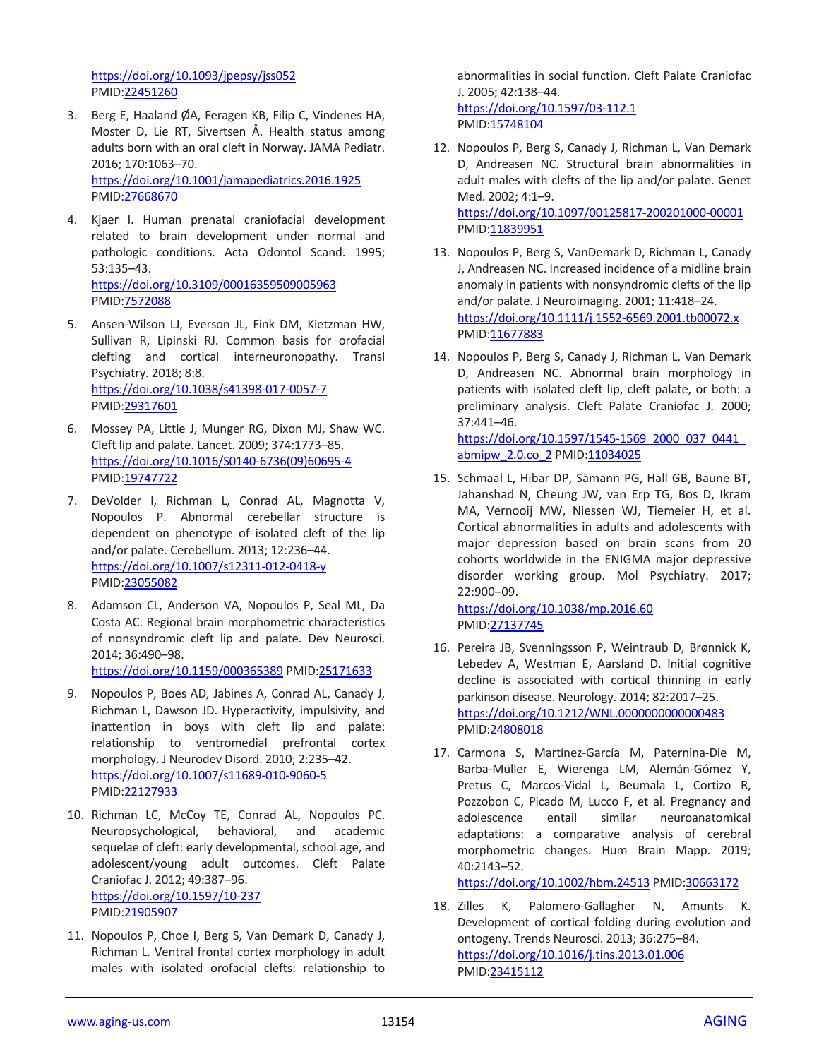https://doi.org/10.1093/jpepsy/jss052
PMID:22451260

3. Berg E, Haaland ØA, Feragen KB, Filip C, Vindenes HA, Moster D, Lie RT, Sivertsen Å. Health status among adults born with an oral cleft in Norway. JAMA Pediatr. 2016; 170:1063–70.
https://doi.org/10.1001/jamapediatrics.2016.1925
PMID:27668670

4. Kjaer I. Human prenatal craniofacial development related to brain development under normal and pathologic conditions. Acta Odontol Scand. 1995; 53:135–43.
https://doi.org/10.3109/00016359509005963
PMID:7572088

5. Ansen-Wilson LJ, Everson JL, Fink DM, Kietzman HW, Sullivan R, Lipinski RJ. Common basis for orofacial clefting and cortical interneuronopathy. Transl Psychiatry. 2018; 8:8.
https://doi.org/10.1038/s41398-017-0057-7
PMID:29317601

6. Mossey PA, Little J, Munger RG, Dixon MJ, Shaw WC. Cleft lip and palate. Lancet. 2009; 374:1773–85.
https://doi.org/10.1016/S0140-6736(09)60695-4
PMID:19747722

7. DeVolder I, Richman L, Conrad AL, Magnotta V, Nopoulos P. Abnormal cerebellar structure is dependent on phenotype of isolated cleft of the lip and/or palate. Cerebellum. 2013; 12:236–44.
https://doi.org/10.1007/s12311-012-0418-y
PMID:23055082

8. Adamson CL, Anderson VA, Nopoulos P, Seal ML, Da Costa AC. Regional brain morphometric characteristics of nonsyndromic cleft lip and palate. Dev Neurosci. 2014; 36:490–98.
https://doi.org/10.1159/000365389 PMID:25171633

9. Nopoulos P, Boes AD, Jabines A, Conrad AL, Canady J, Richman L, Dawson JD. Hyperactivity, impulsivity, and inattention in boys with cleft lip and palate: relationship to ventromedial prefrontal cortex morphology. J Neurodev Disord. 2010; 2:235–42.
https://doi.org/10.1007/s11689-010-9060-5
PMID:22127933

10. Richman LC, McCoy TE, Conrad AL, Nopoulos PC. Neuropsychological, behavioral, and academic sequelae of cleft: early developmental, school age, and adolescent/young adult outcomes. Cleft Palate Craniofac J. 2012; 49:387–96.
https://doi.org/10.1597/10-237
PMID:21905907

11. Nopoulos P, Choe I, Berg S, Van Demark D, Canady J, Richman L. Ventral frontal cortex morphology in adult males with isolated orofacial clefts: relationship to abnormalities in social function. Cleft Palate Craniofac J. 2005; 42:138–44.
https://doi.org/10.1597/03-112.1
PMID:15748104

12. Nopoulos P, Berg S, Canady J, Richman L, Van Demark D, Andreasen NC. Structural brain abnormalities in adult males with clefts of the lip and/or palate. Genet Med. 2002; 4:1–9.
https://doi.org/10.1097/00125817-200201000-00001
PMID:11839951

13. Nopoulos P, Berg S, VanDemark D, Richman L, Canady J, Andreasen NC. Increased incidence of a midline brain anomaly in patients with nonsyndromic clefts of the lip and/or palate. J Neuroimaging. 2001; 11:418–24.
https://doi.org/10.1111/j.1552-6569.2001.tb00072.x
PMID:11677883

14. Nopoulos P, Berg S, Canady J, Richman L, Van Demark D, Andreasen NC. Abnormal brain morphology in patients with isolated cleft lip, cleft palate, or both: a preliminary analysis. Cleft Palate Craniofac J. 2000; 37:441–46.
https://doi.org/10.1597/1545-1569_2000_037_0441_abmipw_2.0.co_2 PMID:11034025

15. Schmaal L, Hibar DP, Sämann PG, Hall GB, Baune BT, Jahanshad N, Cheung JW, van Erp TG, Bos D, Ikram MA, Vernooij MW, Niessen WJ, Tiemeier H, et al. Cortical abnormalities in adults and adolescents with major depression based on brain scans from 20 cohorts worldwide in the ENIGMA major depressive disorder working group. Mol Psychiatry. 2017; 22:900–09.
https://doi.org/10.1038/mp.2016.60
PMID:27137745

16. Pereira JB, Svenningsson P, Weintraub D, Brønnick K, Lebedev A, Westman E, Aarsland D. Initial cognitive decline is associated with cortical thinning in early parkinson disease. Neurology. 2014; 82:2017–25.
https://doi.org/10.1212/WNL.0000000000000483
PMID:24808018

17. Carmona S, Martínez-García M, Paternina-Die M, Barba-Müller E, Wierenga LM, Alemán-Gómez Y, Pretus C, Marcos-Vidal L, Beumala L, Cortizo R, Pozzobon C, Picado M, Lucco F, et al. Pregnancy and adolescence entail similar neuroanatomical adaptations: a comparative analysis of cerebral morphometric changes. Hum Brain Mapp. 2019; 40:2143–52.
https://doi.org/10.1002/hbm.24513 PMID:30663172

18. Zilles K, Palomero-Gallagher N, Amunts K. Development of cortical folding during evolution and ontogeny. Trends Neurosci. 2013; 36:275–84.
https://doi.org/10.1016/j.tins.2013.01.006
PMID:23415112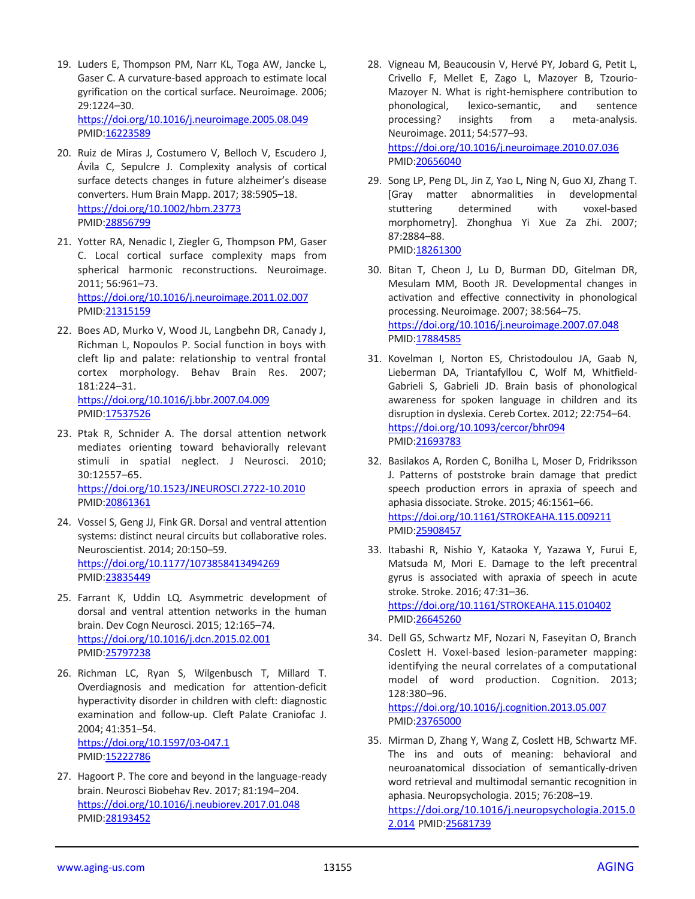19. Luders E, Thompson PM, Narr KL, Toga AW, Jancke L, Gaser C. A curvature-based approach to estimate local gyrification on the cortical surface. Neuroimage. 2006; 29:1224–30. https://doi.org/10.1016/j.neuroimage.2005.08.049 PMID:16223589

20. Ruiz de Miras J, Costumero V, Belloch V, Escudero J, Ávila C, Sepulcre J. Complexity analysis of cortical surface detects changes in future alzheimer's disease converters. Hum Brain Mapp. 2017; 38:5905–18. https://doi.org/10.1002/hbm.23773 PMID:28856799

21. Yotter RA, Nenadic I, Ziegler G, Thompson PM, Gaser C. Local cortical surface complexity maps from spherical harmonic reconstructions. Neuroimage. 2011; 56:961–73. https://doi.org/10.1016/j.neuroimage.2011.02.007 PMID:21315159

22. Boes AD, Murko V, Wood JL, Langbehn DR, Canady J, Richman L, Nopoulos P. Social function in boys with cleft lip and palate: relationship to ventral frontal cortex morphology. Behav Brain Res. 2007; 181:224–31. https://doi.org/10.1016/j.bbr.2007.04.009 PMID:17537526

23. Ptak R, Schnider A. The dorsal attention network mediates orienting toward behaviorally relevant stimuli in spatial neglect. J Neurosci. 2010; 30:12557–65. https://doi.org/10.1523/JNEUROSCI.2722-10.2010 PMID:20861361

24. Vossel S, Geng JJ, Fink GR. Dorsal and ventral attention systems: distinct neural circuits but collaborative roles. Neuroscientist. 2014; 20:150–59. https://doi.org/10.1177/1073858413494269 PMID:23835449

25. Farrant K, Uddin LQ. Asymmetric development of dorsal and ventral attention networks in the human brain. Dev Cogn Neurosci. 2015; 12:165–74. https://doi.org/10.1016/j.dcn.2015.02.001 PMID:25797238

26. Richman LC, Ryan S, Wilgenbusch T, Millard T. Overdiagnosis and medication for attention-deficit hyperactivity disorder in children with cleft: diagnostic examination and follow-up. Cleft Palate Craniofac J. 2004; 41:351–54. https://doi.org/10.1597/03-047.1 PMID:15222786

27. Hagoort P. The core and beyond in the language-ready brain. Neurosci Biobehav Rev. 2017; 81:194–204. https://doi.org/10.1016/j.neubiorev.2017.01.048 PMID:28193452

28. Vigneau M, Beaucousin V, Hervé PY, Jobard G, Petit L, Crivello F, Mellet E, Zago L, Mazoyer B, Tzourio-Mazoyer N. What is right-hemisphere contribution to phonological, lexico-semantic, and sentence processing? insights from a meta-analysis. Neuroimage. 2011; 54:577–93. https://doi.org/10.1016/j.neuroimage.2010.07.036 PMID:20656040

29. Song LP, Peng DL, Jin Z, Yao L, Ning N, Guo XJ, Zhang T. [Gray matter abnormalities in developmental stuttering determined with voxel-based morphometry]. Zhonghua Yi Xue Za Zhi. 2007; 87:2884–88. PMID:18261300

30. Bitan T, Cheon J, Lu D, Burman DD, Gitelman DR, Mesulam MM, Booth JR. Developmental changes in activation and effective connectivity in phonological processing. Neuroimage. 2007; 38:564–75. https://doi.org/10.1016/j.neuroimage.2007.07.048 PMID:17884585

31. Kovelman I, Norton ES, Christodoulou JA, Gaab N, Lieberman DA, Triantafyllou C, Wolf M, Whitfield-Gabrieli S, Gabrieli JD. Brain basis of phonological awareness for spoken language in children and its disruption in dyslexia. Cereb Cortex. 2012; 22:754–64. https://doi.org/10.1093/cercor/bhr094 PMID:21693783

32. Basilakos A, Rorden C, Bonilha L, Moser D, Fridriksson J. Patterns of poststroke brain damage that predict speech production errors in apraxia of speech and aphasia dissociate. Stroke. 2015; 46:1561–66. https://doi.org/10.1161/STROKEAHA.115.009211 PMID:25908457

33. Itabashi R, Nishio Y, Kataoka Y, Yazawa Y, Furui E, Matsuda M, Mori E. Damage to the left precentral gyrus is associated with apraxia of speech in acute stroke. Stroke. 2016; 47:31–36. https://doi.org/10.1161/STROKEAHA.115.010402 PMID:26645260

34. Dell GS, Schwartz MF, Nozari N, Faseyitan O, Branch Coslett H. Voxel-based lesion-parameter mapping: identifying the neural correlates of a computational model of word production. Cognition. 2013; 128:380–96. https://doi.org/10.1016/j.cognition.2013.05.007 PMID:23765000

35. Mirman D, Zhang Y, Wang Z, Coslett HB, Schwartz MF. The ins and outs of meaning: behavioral and neuroanatomical dissociation of semantically-driven word retrieval and multimodal semantic recognition in aphasia. Neuropsychologia. 2015; 76:208–19. https://doi.org/10.1016/j.neuropsychologia.2015.02.014 PMID:25681739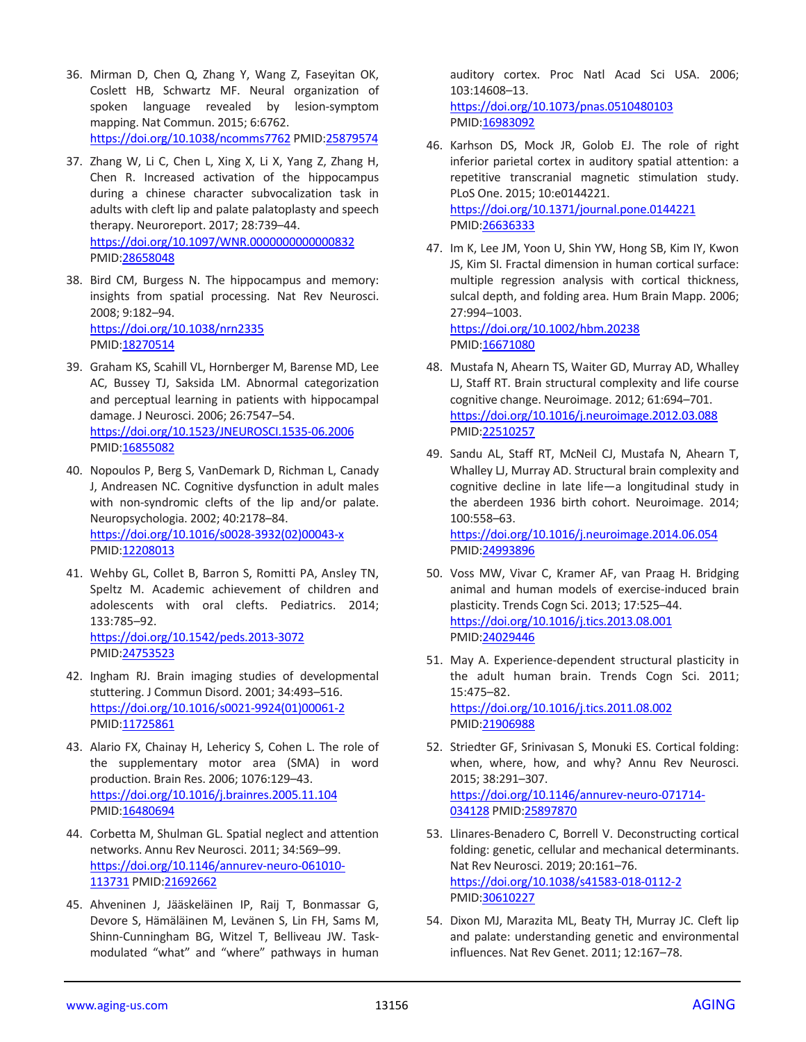36. Mirman D, Chen Q, Zhang Y, Wang Z, Faseyitan OK, Coslett HB, Schwartz MF. Neural organization of spoken language revealed by lesion-symptom mapping. Nat Commun. 2015; 6:6762. https://doi.org/10.1038/ncomms7762 PMID:25879574

37. Zhang W, Li C, Chen L, Xing X, Li X, Yang Z, Zhang H, Chen R. Increased activation of the hippocampus during a chinese character subvocalization task in adults with cleft lip and palate palatoplasty and speech therapy. Neuroreport. 2017; 28:739–44. https://doi.org/10.1097/WNR.0000000000000832 PMID:28658048

38. Bird CM, Burgess N. The hippocampus and memory: insights from spatial processing. Nat Rev Neurosci. 2008; 9:182–94. https://doi.org/10.1038/nrn2335 PMID:18270514

39. Graham KS, Scahill VL, Hornberger M, Barense MD, Lee AC, Bussey TJ, Saksida LM. Abnormal categorization and perceptual learning in patients with hippocampal damage. J Neurosci. 2006; 26:7547–54. https://doi.org/10.1523/JNEUROSCI.1535-06.2006 PMID:16855082

40. Nopoulos P, Berg S, VanDemark D, Richman L, Canady J, Andreasen NC. Cognitive dysfunction in adult males with non-syndromic clefts of the lip and/or palate. Neuropsychologia. 2002; 40:2178–84. https://doi.org/10.1016/s0028-3932(02)00043-x PMID:12208013

41. Wehby GL, Collet B, Barron S, Romitti PA, Ansley TN, Speltz M. Academic achievement of children and adolescents with oral clefts. Pediatrics. 2014; 133:785–92. https://doi.org/10.1542/peds.2013-3072 PMID:24753523

42. Ingham RJ. Brain imaging studies of developmental stuttering. J Commun Disord. 2001; 34:493–516. https://doi.org/10.1016/s0021-9924(01)00061-2 PMID:11725861

43. Alario FX, Chainay H, Lehericy S, Cohen L. The role of the supplementary motor area (SMA) in word production. Brain Res. 2006; 1076:129–43. https://doi.org/10.1016/j.brainres.2005.11.104 PMID:16480694

44. Corbetta M, Shulman GL. Spatial neglect and attention networks. Annu Rev Neurosci. 2011; 34:569–99. https://doi.org/10.1146/annurev-neuro-061010-113731 PMID:21692662

45. Ahveninen J, Jääskeläinen IP, Raij T, Bonmassar G, Devore S, Hämäläinen M, Levänen S, Lin FH, Sams M, Shinn-Cunningham BG, Witzel T, Belliveau JW. Task-modulated "what" and "where" pathways in human auditory cortex. Proc Natl Acad Sci USA. 2006; 103:14608–13. https://doi.org/10.1073/pnas.0510480103 PMID:16983092

46. Karhson DS, Mock JR, Golob EJ. The role of right inferior parietal cortex in auditory spatial attention: a repetitive transcranial magnetic stimulation study. PLoS One. 2015; 10:e0144221. https://doi.org/10.1371/journal.pone.0144221 PMID:26636333

47. Im K, Lee JM, Yoon U, Shin YW, Hong SB, Kim IY, Kwon JS, Kim SI. Fractal dimension in human cortical surface: multiple regression analysis with cortical thickness, sulcal depth, and folding area. Hum Brain Mapp. 2006; 27:994–1003. https://doi.org/10.1002/hbm.20238 PMID:16671080

48. Mustafa N, Ahearn TS, Waiter GD, Murray AD, Whalley LJ, Staff RT. Brain structural complexity and life course cognitive change. Neuroimage. 2012; 61:694–701. https://doi.org/10.1016/j.neuroimage.2012.03.088 PMID:22510257

49. Sandu AL, Staff RT, McNeil CJ, Mustafa N, Ahearn T, Whalley LJ, Murray AD. Structural brain complexity and cognitive decline in late life—a longitudinal study in the aberdeen 1936 birth cohort. Neuroimage. 2014; 100:558–63. https://doi.org/10.1016/j.neuroimage.2014.06.054 PMID:24993896

50. Voss MW, Vivar C, Kramer AF, van Praag H. Bridging animal and human models of exercise-induced brain plasticity. Trends Cogn Sci. 2013; 17:525–44. https://doi.org/10.1016/j.tics.2013.08.001 PMID:24029446

51. May A. Experience-dependent structural plasticity in the adult human brain. Trends Cogn Sci. 2011; 15:475–82. https://doi.org/10.1016/j.tics.2011.08.002 PMID:21906988

52. Striedter GF, Srinivasan S, Monuki ES. Cortical folding: when, where, how, and why? Annu Rev Neurosci. 2015; 38:291–307. https://doi.org/10.1146/annurev-neuro-071714-034128 PMID:25897870

53. Llinares-Benadero C, Borrell V. Deconstructing cortical folding: genetic, cellular and mechanical determinants. Nat Rev Neurosci. 2019; 20:161–76. https://doi.org/10.1038/s41583-018-0112-2 PMID:30610227

54. Dixon MJ, Marazita ML, Beaty TH, Murray JC. Cleft lip and palate: understanding genetic and environmental influences. Nat Rev Genet. 2011; 12:167–78.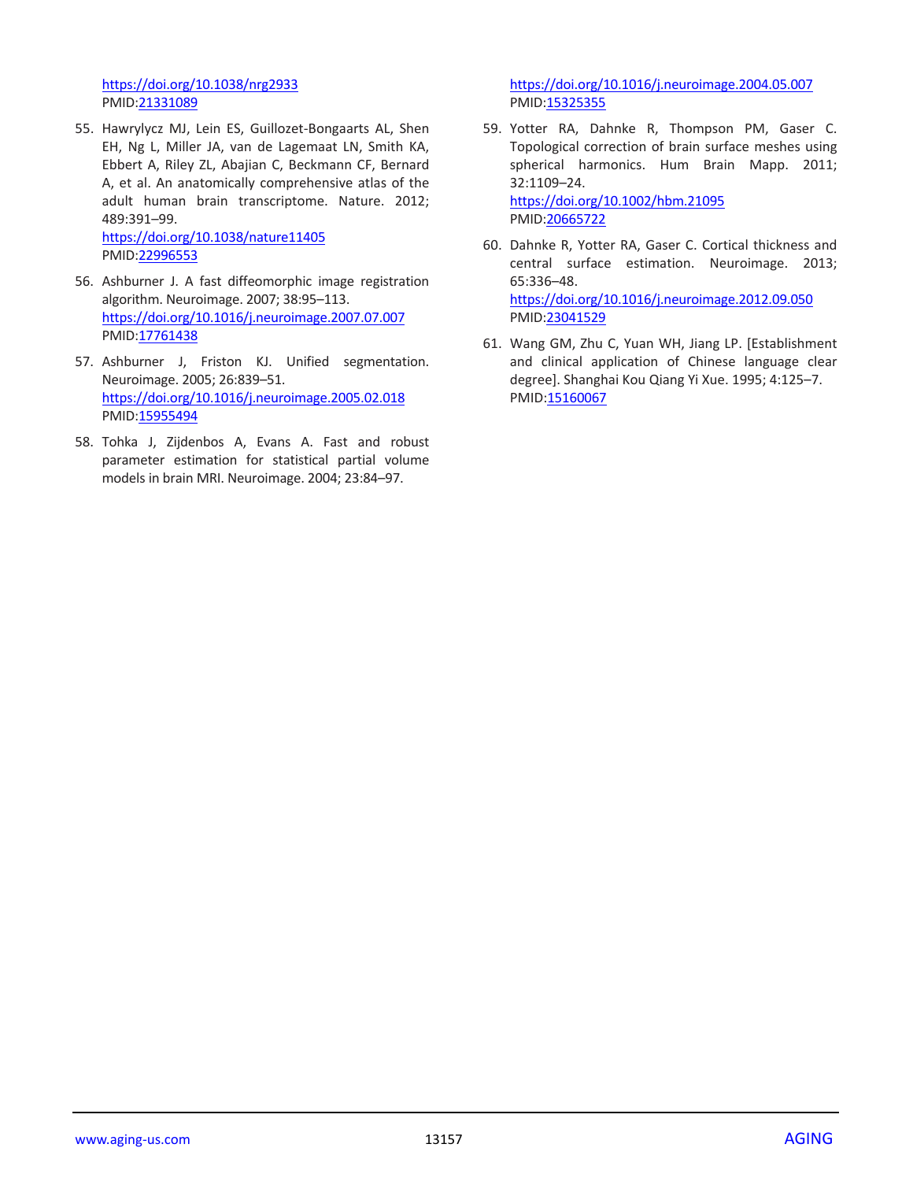https://doi.org/10.1038/nrg2933
PMID:21331089

55. Hawrylycz MJ, Lein ES, Guillozet-Bongaarts AL, Shen EH, Ng L, Miller JA, van de Lagemaat LN, Smith KA, Ebbert A, Riley ZL, Abajian C, Beckmann CF, Bernard A, et al. An anatomically comprehensive atlas of the adult human brain transcriptome. Nature. 2012; 489:391–99.
https://doi.org/10.1038/nature11405
PMID:22996553

56. Ashburner J. A fast diffeomorphic image registration algorithm. Neuroimage. 2007; 38:95–113.
https://doi.org/10.1016/j.neuroimage.2007.07.007
PMID:17761438

57. Ashburner J, Friston KJ. Unified segmentation. Neuroimage. 2005; 26:839–51.
https://doi.org/10.1016/j.neuroimage.2005.02.018
PMID:15955494

58. Tohka J, Zijdenbos A, Evans A. Fast and robust parameter estimation for statistical partial volume models in brain MRI. Neuroimage. 2004; 23:84–97.
https://doi.org/10.1016/j.neuroimage.2004.05.007
PMID:15325355

59. Yotter RA, Dahnke R, Thompson PM, Gaser C. Topological correction of brain surface meshes using spherical harmonics. Hum Brain Mapp. 2011; 32:1109–24.
https://doi.org/10.1002/hbm.21095
PMID:20665722

60. Dahnke R, Yotter RA, Gaser C. Cortical thickness and central surface estimation. Neuroimage. 2013; 65:336–48.
https://doi.org/10.1016/j.neuroimage.2012.09.050
PMID:23041529

61. Wang GM, Zhu C, Yuan WH, Jiang LP. [Establishment and clinical application of Chinese language clear degree]. Shanghai Kou Qiang Yi Xue. 1995; 4:125–7.
PMID:15160067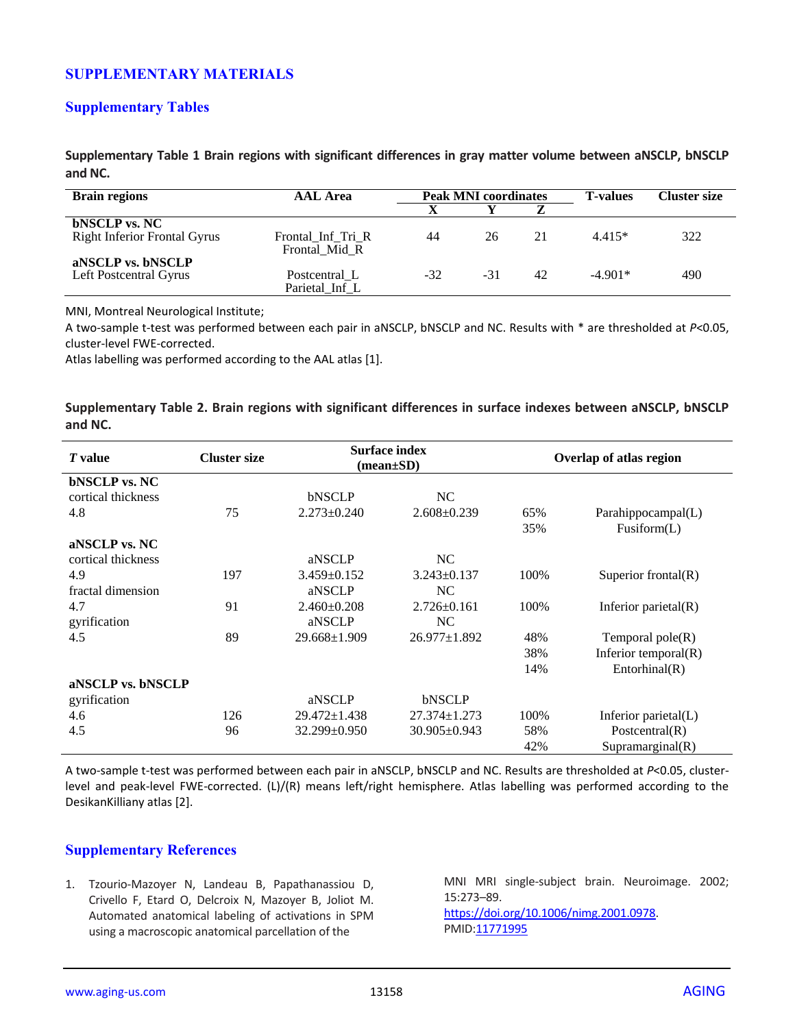## SUPPLEMENTARY MATERIALS

### Supplementary Tables

**Supplementary Table 1 Brain regions with significant differences in gray matter volume between aNSCLP, bNSCLP and NC.**

| Brain regions | AAL Area | Peak MNI coordinates | | | T-values | Cluster size |
|---|---|---|---|---|---|---|
| | | X | Y | Z | | |
| **bNSCLP vs. NC** | | | | | | |
| Right Inferior Frontal Gyrus | Frontal_Inf_Tri_R Frontal_Mid_R | 44 | 26 | 21 | 4.415* | 322 |
| **aNSCLP vs. bNSCLP** | | | | | | |
| Left Postcentral Gyrus | Postcentral_L Parietal_Inf_L | -32 | -31 | 42 | -4.901* | 490 |

MNI, Montreal Neurological Institute;

A two-sample t-test was performed between each pair in aNSCLP, bNSCLP and NC. Results with * are thresholded at *P*<0.05, cluster-level FWE-corrected.

Atlas labelling was performed according to the AAL atlas [1].

**Supplementary Table 2. Brain regions with significant differences in surface indexes between aNSCLP, bNSCLP and NC.**

| *T* value | Cluster size | Surface index (mean±SD) | | Overlap of atlas region | |
|---|---|---|---|---|---|
| **bNSCLP vs. NC** | | | | | |
| cortical thickness | | bNSCLP | NC | | |
| 4.8 | 75 | 2.273±0.240 | 2.608±0.239 | 65% | Parahippocampal(L) |
| | | | | 35% | Fusiform(L) |
| **aNSCLP vs. NC** | | | | | |
| cortical thickness | | aNSCLP | NC | | |
| 4.9 | 197 | 3.459±0.152 | 3.243±0.137 | 100% | Superior frontal(R) |
| fractal dimension | | aNSCLP | NC | | |
| 4.7 | 91 | 2.460±0.208 | 2.726±0.161 | 100% | Inferior parietal(R) |
| gyrification | | aNSCLP | NC | | |
| 4.5 | 89 | 29.668±1.909 | 26.977±1.892 | 48% | Temporal pole(R) |
| | | | | 38% | Inferior temporal(R) |
| | | | | 14% | Entorhinal(R) |
| **aNSCLP vs. bNSCLP** | | | | | |
| gyrification | | aNSCLP | bNSCLP | | |
| 4.6 | 126 | 29.472±1.438 | 27.374±1.273 | 100% | Inferior parietal(L) |
| 4.5 | 96 | 32.299±0.950 | 30.905±0.943 | 58% | Postcentral(R) |
| | | | | 42% | Supramarginal(R) |

A two-sample t-test was performed between each pair in aNSCLP, bNSCLP and NC. Results are thresholded at *P*<0.05, cluster-level and peak-level FWE-corrected. (L)/(R) means left/right hemisphere. Atlas labelling was performed according to the DesikanKilliany atlas [2].

### Supplementary References

1. Tzourio-Mazoyer N, Landeau B, Papathanassiou D, Crivello F, Etard O, Delcroix N, Mazoyer B, Joliot M. Automated anatomical labeling of activations in SPM using a macroscopic anatomical parcellation of the MNI MRI single-subject brain. Neuroimage. 2002; 15:273–89. https://doi.org/10.1006/nimg.2001.0978. PMID:11771995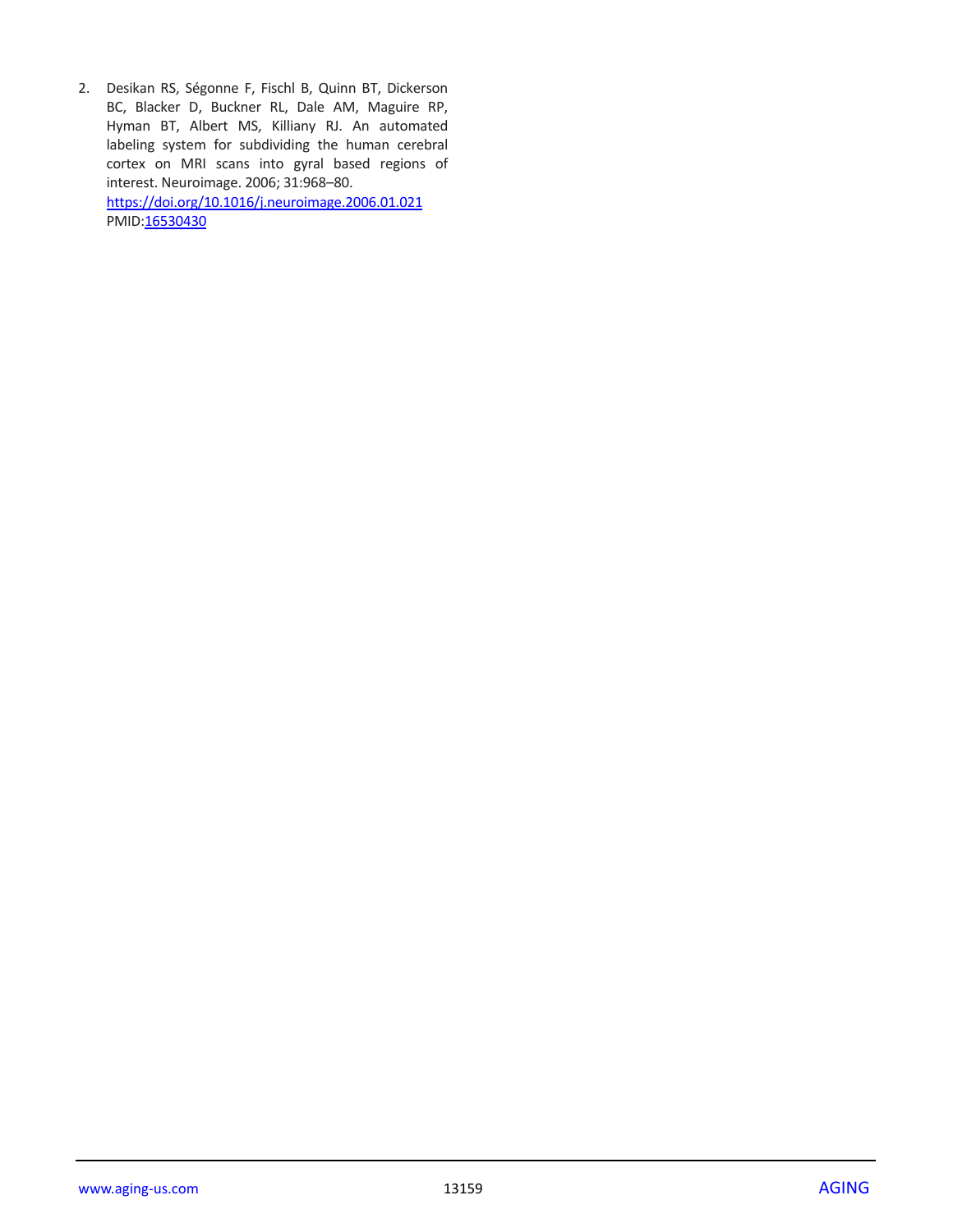2. Desikan RS, Ségonne F, Fischl B, Quinn BT, Dickerson BC, Blacker D, Buckner RL, Dale AM, Maguire RP, Hyman BT, Albert MS, Killiany RJ. An automated labeling system for subdividing the human cerebral cortex on MRI scans into gyral based regions of interest. Neuroimage. 2006; 31:968–80. https://doi.org/10.1016/j.neuroimage.2006.01.021 PMID:16530430